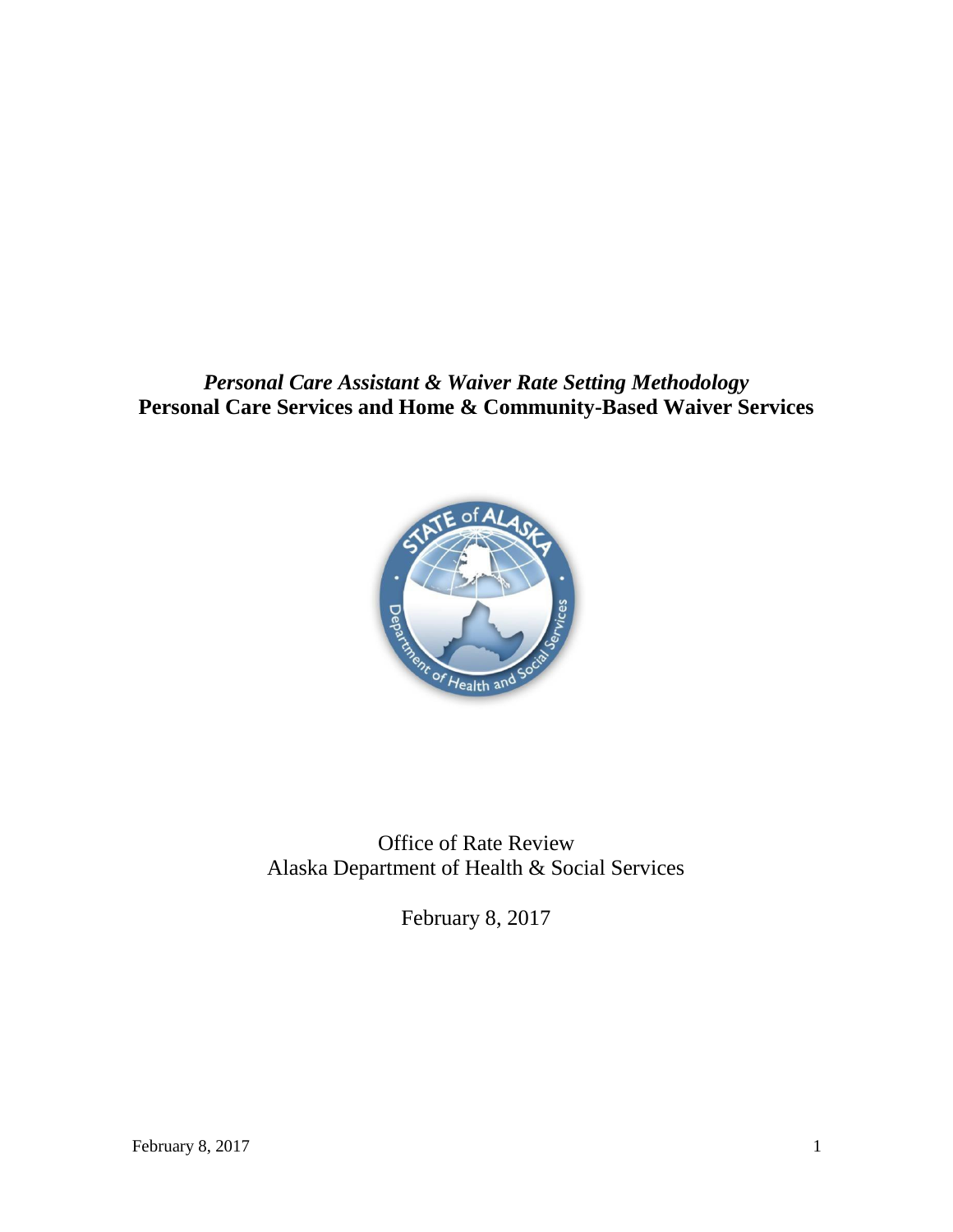# *Personal Care Assistant & Waiver Rate Setting Methodology*

## Personal Care Services and Home & Community-Based Waiver Services

Office of Rate Review
Alaska Department of Health & Social Services

February 8, 2017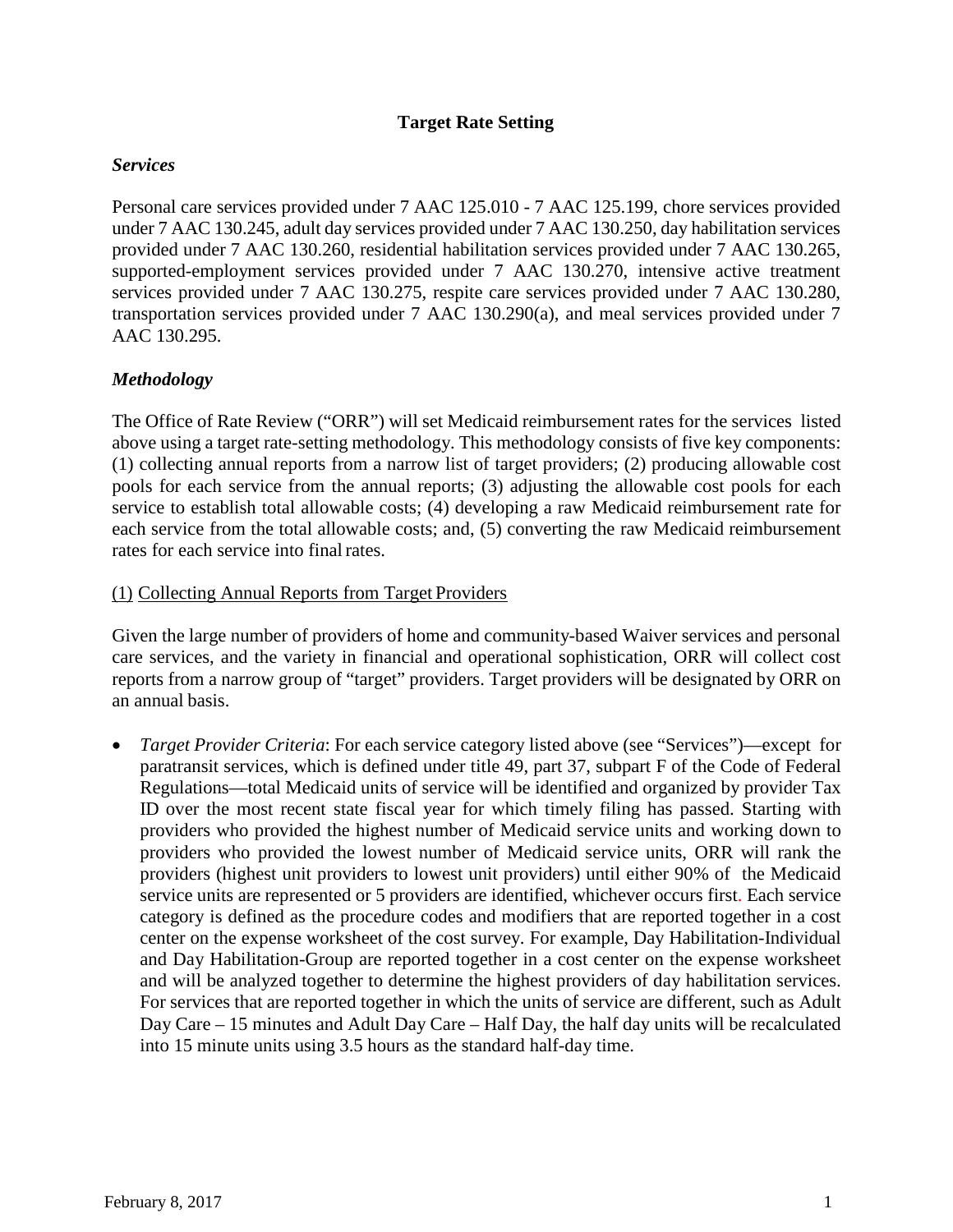**Target Rate Setting**

***Services***

Personal care services provided under 7 AAC 125.010 - 7 AAC 125.199, chore services provided under 7 AAC 130.245, adult day services provided under 7 AAC 130.250, day habilitation services provided under 7 AAC 130.260, residential habilitation services provided under 7 AAC 130.265, supported-employment services provided under 7 AAC 130.270, intensive active treatment services provided under 7 AAC 130.275, respite care services provided under 7 AAC 130.280, transportation services provided under 7 AAC 130.290(a), and meal services provided under 7 AAC 130.295.

***Methodology***

The Office of Rate Review ("ORR") will set Medicaid reimbursement rates for the services listed above using a target rate-setting methodology. This methodology consists of five key components: (1) collecting annual reports from a narrow list of target providers; (2) producing allowable cost pools for each service from the annual reports; (3) adjusting the allowable cost pools for each service to establish total allowable costs; (4) developing a raw Medicaid reimbursement rate for each service from the total allowable costs; and, (5) converting the raw Medicaid reimbursement rates for each service into final rates.

<u>(1) Collecting Annual Reports from Target Providers</u>

Given the large number of providers of home and community-based Waiver services and personal care services, and the variety in financial and operational sophistication, ORR will collect cost reports from a narrow group of "target" providers. Target providers will be designated by ORR on an annual basis.

- *Target Provider Criteria*: For each service category listed above (see "Services")—except for paratransit services, which is defined under title 49, part 37, subpart F of the Code of Federal Regulations—total Medicaid units of service will be identified and organized by provider Tax ID over the most recent state fiscal year for which timely filing has passed. Starting with providers who provided the highest number of Medicaid service units and working down to providers who provided the lowest number of Medicaid service units, ORR will rank the providers (highest unit providers to lowest unit providers) until either 90% of the Medicaid service units are represented or 5 providers are identified, whichever occurs first. Each service category is defined as the procedure codes and modifiers that are reported together in a cost center on the expense worksheet of the cost survey. For example, Day Habilitation-Individual and Day Habilitation-Group are reported together in a cost center on the expense worksheet and will be analyzed together to determine the highest providers of day habilitation services. For services that are reported together in which the units of service are different, such as Adult Day Care – 15 minutes and Adult Day Care – Half Day, the half day units will be recalculated into 15 minute units using 3.5 hours as the standard half-day time.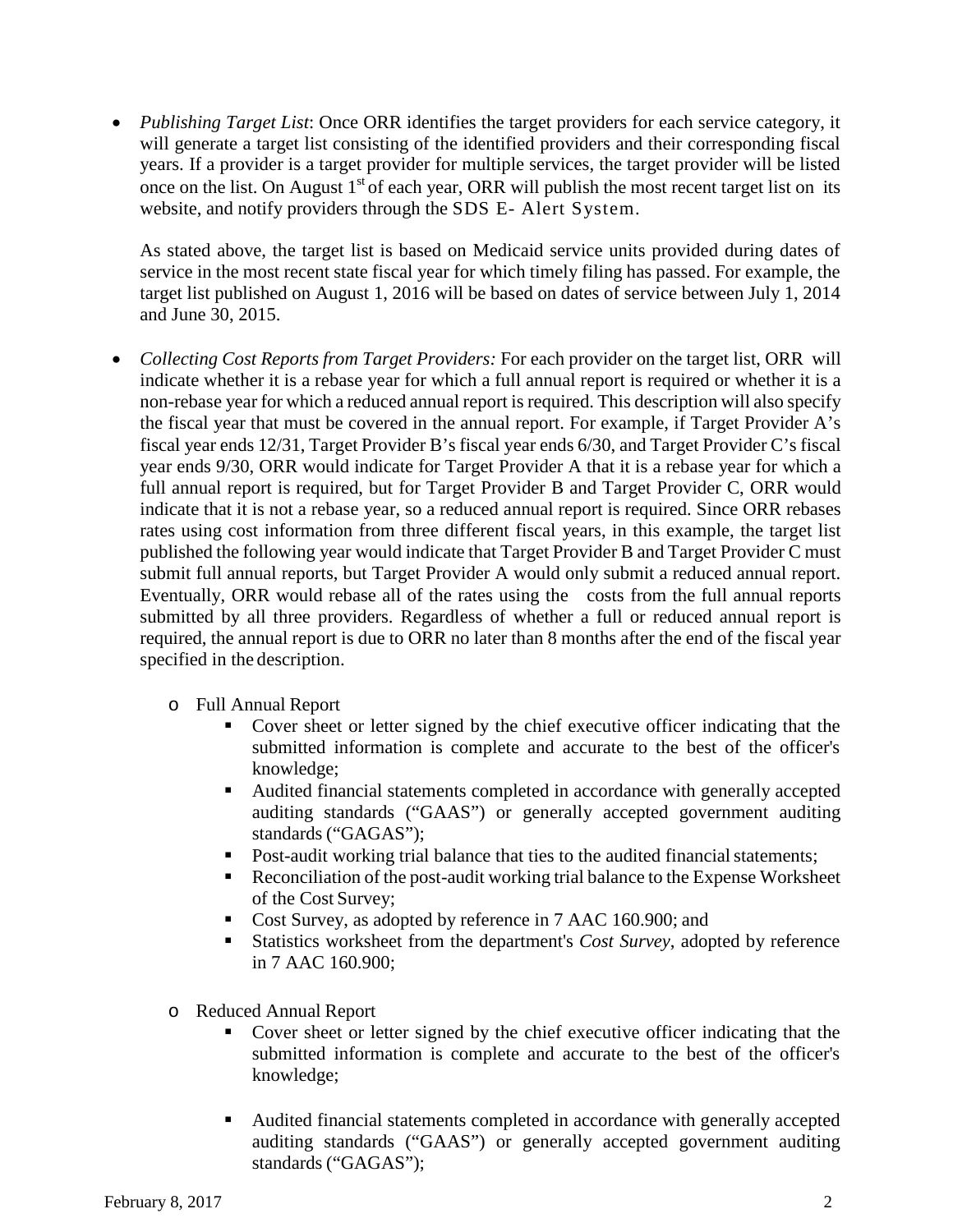- *Publishing Target List*: Once ORR identifies the target providers for each service category, it will generate a target list consisting of the identified providers and their corresponding fiscal years. If a provider is a target provider for multiple services, the target provider will be listed once on the list. On August 1st of each year, ORR will publish the most recent target list on its website, and notify providers through the SDS E- Alert System.

  As stated above, the target list is based on Medicaid service units provided during dates of service in the most recent state fiscal year for which timely filing has passed. For example, the target list published on August 1, 2016 will be based on dates of service between July 1, 2014 and June 30, 2015.

- *Collecting Cost Reports from Target Providers:* For each provider on the target list, ORR will indicate whether it is a rebase year for which a full annual report is required or whether it is a non-rebase year for which a reduced annual report is required. This description will also specify the fiscal year that must be covered in the annual report. For example, if Target Provider A's fiscal year ends 12/31, Target Provider B's fiscal year ends 6/30, and Target Provider C's fiscal year ends 9/30, ORR would indicate for Target Provider A that it is a rebase year for which a full annual report is required, but for Target Provider B and Target Provider C, ORR would indicate that it is not a rebase year, so a reduced annual report is required. Since ORR rebases rates using cost information from three different fiscal years, in this example, the target list published the following year would indicate that Target Provider B and Target Provider C must submit full annual reports, but Target Provider A would only submit a reduced annual report. Eventually, ORR would rebase all of the rates using the costs from the full annual reports submitted by all three providers. Regardless of whether a full or reduced annual report is required, the annual report is due to ORR no later than 8 months after the end of the fiscal year specified in the description.

  - Full Annual Report
    - Cover sheet or letter signed by the chief executive officer indicating that the submitted information is complete and accurate to the best of the officer's knowledge;
    - Audited financial statements completed in accordance with generally accepted auditing standards ("GAAS") or generally accepted government auditing standards ("GAGAS");
    - Post-audit working trial balance that ties to the audited financial statements;
    - Reconciliation of the post-audit working trial balance to the Expense Worksheet of the Cost Survey;
    - Cost Survey, as adopted by reference in 7 AAC 160.900; and
    - Statistics worksheet from the department's *Cost Survey*, adopted by reference in 7 AAC 160.900;

  - Reduced Annual Report
    - Cover sheet or letter signed by the chief executive officer indicating that the submitted information is complete and accurate to the best of the officer's knowledge;
    - Audited financial statements completed in accordance with generally accepted auditing standards ("GAAS") or generally accepted government auditing standards ("GAGAS");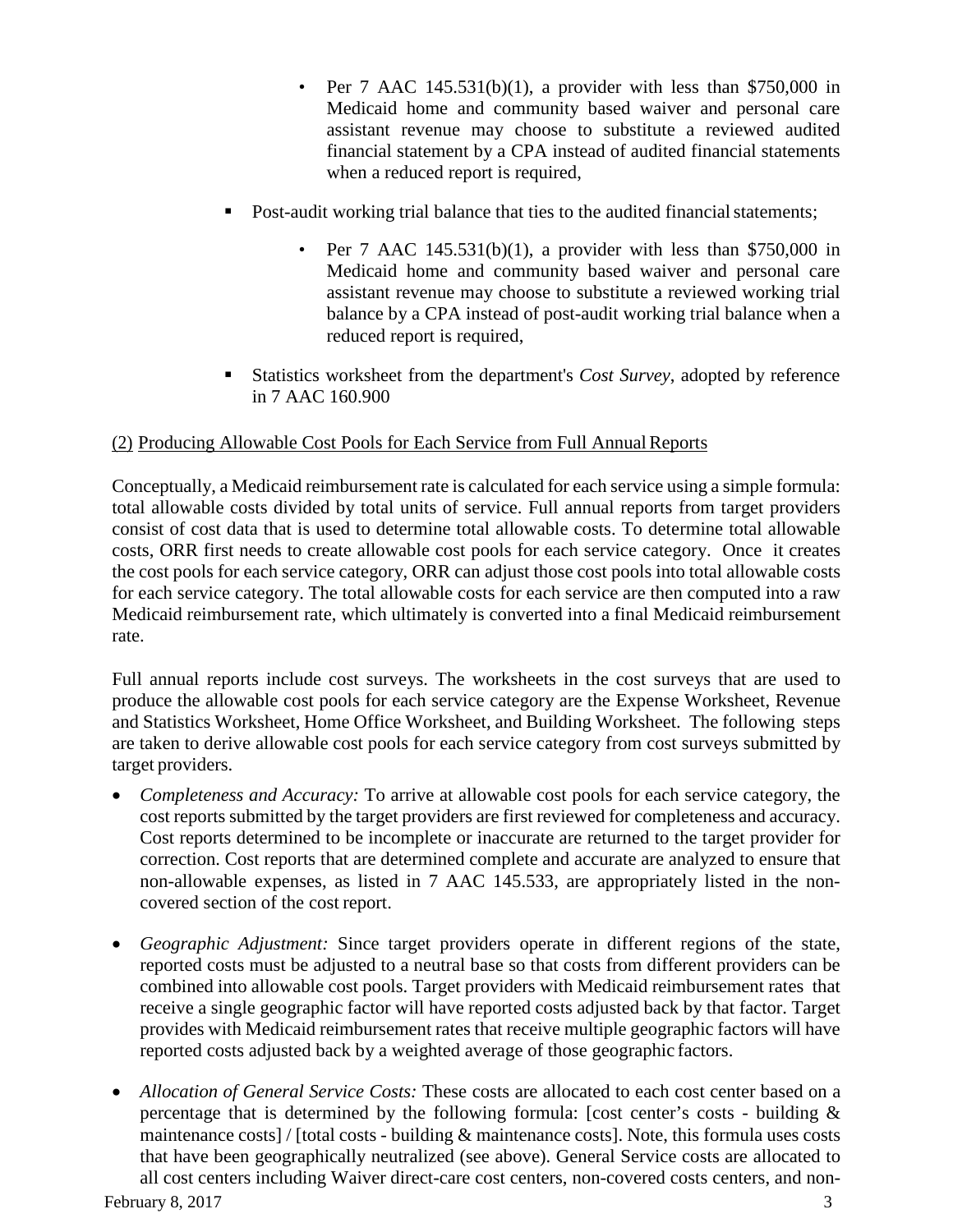- Per 7 AAC 145.531(b)(1), a provider with less than $750,000 in Medicaid home and community based waiver and personal care assistant revenue may choose to substitute a reviewed audited financial statement by a CPA instead of audited financial statements when a reduced report is required,

- Post-audit working trial balance that ties to the audited financial statements;

  - Per 7 AAC 145.531(b)(1), a provider with less than $750,000 in Medicaid home and community based waiver and personal care assistant revenue may choose to substitute a reviewed working trial balance by a CPA instead of post-audit working trial balance when a reduced report is required,

- Statistics worksheet from the department's *Cost Survey*, adopted by reference in 7 AAC 160.900

<u>(2) Producing Allowable Cost Pools for Each Service from Full Annual Reports</u>

Conceptually, a Medicaid reimbursement rate is calculated for each service using a simple formula: total allowable costs divided by total units of service. Full annual reports from target providers consist of cost data that is used to determine total allowable costs. To determine total allowable costs, ORR first needs to create allowable cost pools for each service category. Once it creates the cost pools for each service category, ORR can adjust those cost pools into total allowable costs for each service category. The total allowable costs for each service are then computed into a raw Medicaid reimbursement rate, which ultimately is converted into a final Medicaid reimbursement rate.

Full annual reports include cost surveys. The worksheets in the cost surveys that are used to produce the allowable cost pools for each service category are the Expense Worksheet, Revenue and Statistics Worksheet, Home Office Worksheet, and Building Worksheet. The following steps are taken to derive allowable cost pools for each service category from cost surveys submitted by target providers.

- *Completeness and Accuracy:* To arrive at allowable cost pools for each service category, the cost reports submitted by the target providers are first reviewed for completeness and accuracy. Cost reports determined to be incomplete or inaccurate are returned to the target provider for correction. Cost reports that are determined complete and accurate are analyzed to ensure that non-allowable expenses, as listed in 7 AAC 145.533, are appropriately listed in the non-covered section of the cost report.

- *Geographic Adjustment:* Since target providers operate in different regions of the state, reported costs must be adjusted to a neutral base so that costs from different providers can be combined into allowable cost pools. Target providers with Medicaid reimbursement rates that receive a single geographic factor will have reported costs adjusted back by that factor. Target provides with Medicaid reimbursement rates that receive multiple geographic factors will have reported costs adjusted back by a weighted average of those geographic factors.

- *Allocation of General Service Costs:* These costs are allocated to each cost center based on a percentage that is determined by the following formula: [cost center's costs - building & maintenance costs] / [total costs - building & maintenance costs]. Note, this formula uses costs that have been geographically neutralized (see above). General Service costs are allocated to all cost centers including Waiver direct-care cost centers, non-covered costs centers, and non-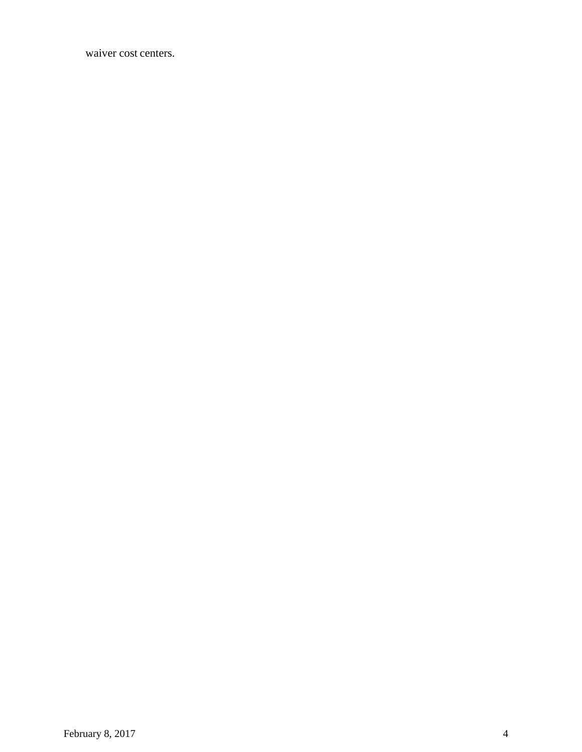waiver cost centers.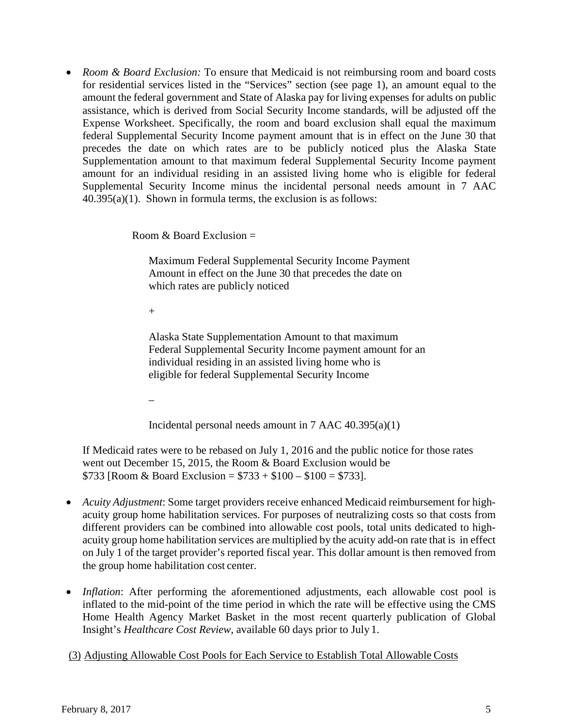- *Room & Board Exclusion:* To ensure that Medicaid is not reimbursing room and board costs for residential services listed in the "Services" section (see page 1), an amount equal to the amount the federal government and State of Alaska pay for living expenses for adults on public assistance, which is derived from Social Security Income standards, will be adjusted off the Expense Worksheet. Specifically, the room and board exclusion shall equal the maximum federal Supplemental Security Income payment amount that is in effect on the June 30 that precedes the date on which rates are to be publicly noticed plus the Alaska State Supplementation amount to that maximum federal Supplemental Security Income payment amount for an individual residing in an assisted living home who is eligible for federal Supplemental Security Income minus the incidental personal needs amount in 7 AAC 40.395(a)(1). Shown in formula terms, the exclusion is as follows:

  Room & Board Exclusion =

  Maximum Federal Supplemental Security Income Payment Amount in effect on the June 30 that precedes the date on which rates are publicly noticed

  +

  Alaska State Supplementation Amount to that maximum Federal Supplemental Security Income payment amount for an individual residing in an assisted living home who is eligible for federal Supplemental Security Income

  –

  Incidental personal needs amount in 7 AAC 40.395(a)(1)

  If Medicaid rates were to be rebased on July 1, 2016 and the public notice for those rates went out December 15, 2015, the Room & Board Exclusion would be $733 [Room & Board Exclusion = $733 + $100 – $100 = $733].

- *Acuity Adjustment*: Some target providers receive enhanced Medicaid reimbursement for high-acuity group home habilitation services. For purposes of neutralizing costs so that costs from different providers can be combined into allowable cost pools, total units dedicated to high-acuity group home habilitation services are multiplied by the acuity add-on rate that is in effect on July 1 of the target provider's reported fiscal year. This dollar amount is then removed from the group home habilitation cost center.

- *Inflation*: After performing the aforementioned adjustments, each allowable cost pool is inflated to the mid-point of the time period in which the rate will be effective using the CMS Home Health Agency Market Basket in the most recent quarterly publication of Global Insight's *Healthcare Cost Review*, available 60 days prior to July 1.

(3) <u>Adjusting Allowable Cost Pools for Each Service to Establish Total Allowable Costs</u>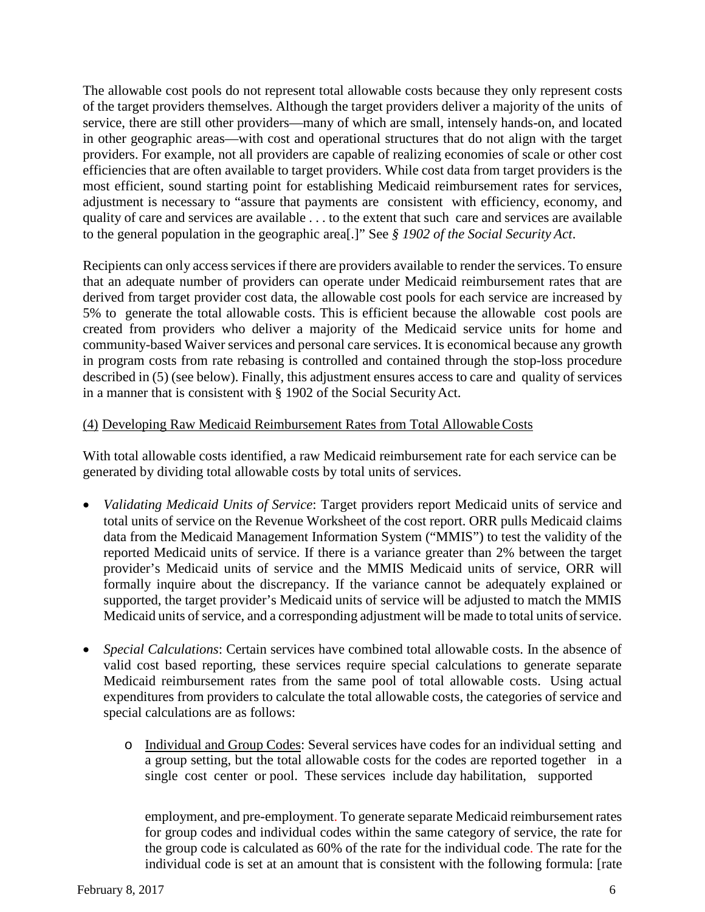The allowable cost pools do not represent total allowable costs because they only represent costs of the target providers themselves. Although the target providers deliver a majority of the units of service, there are still other providers—many of which are small, intensely hands-on, and located in other geographic areas—with cost and operational structures that do not align with the target providers. For example, not all providers are capable of realizing economies of scale or other cost efficiencies that are often available to target providers. While cost data from target providers is the most efficient, sound starting point for establishing Medicaid reimbursement rates for services, adjustment is necessary to "assure that payments are consistent with efficiency, economy, and quality of care and services are available . . . to the extent that such care and services are available to the general population in the geographic area[.]" See *§ 1902 of the Social Security Act*.

Recipients can only access services if there are providers available to render the services. To ensure that an adequate number of providers can operate under Medicaid reimbursement rates that are derived from target provider cost data, the allowable cost pools for each service are increased by 5% to generate the total allowable costs. This is efficient because the allowable cost pools are created from providers who deliver a majority of the Medicaid service units for home and community-based Waiver services and personal care services. It is economical because any growth in program costs from rate rebasing is controlled and contained through the stop-loss procedure described in (5) (see below). Finally, this adjustment ensures access to care and quality of services in a manner that is consistent with § 1902 of the Social Security Act.

(4) Developing Raw Medicaid Reimbursement Rates from Total Allowable Costs

With total allowable costs identified, a raw Medicaid reimbursement rate for each service can be generated by dividing total allowable costs by total units of services.

- *Validating Medicaid Units of Service*: Target providers report Medicaid units of service and total units of service on the Revenue Worksheet of the cost report. ORR pulls Medicaid claims data from the Medicaid Management Information System ("MMIS") to test the validity of the reported Medicaid units of service. If there is a variance greater than 2% between the target provider's Medicaid units of service and the MMIS Medicaid units of service, ORR will formally inquire about the discrepancy. If the variance cannot be adequately explained or supported, the target provider's Medicaid units of service will be adjusted to match the MMIS Medicaid units of service, and a corresponding adjustment will be made to total units of service.

- *Special Calculations*: Certain services have combined total allowable costs. In the absence of valid cost based reporting, these services require special calculations to generate separate Medicaid reimbursement rates from the same pool of total allowable costs. Using actual expenditures from providers to calculate the total allowable costs, the categories of service and special calculations are as follows:

  - Individual and Group Codes: Several services have codes for an individual setting and a group setting, but the total allowable costs for the codes are reported together in a single cost center or pool. These services include day habilitation, supported employment, and pre-employment. To generate separate Medicaid reimbursement rates for group codes and individual codes within the same category of service, the rate for the group code is calculated as 60% of the rate for the individual code. The rate for the individual code is set at an amount that is consistent with the following formula: [rate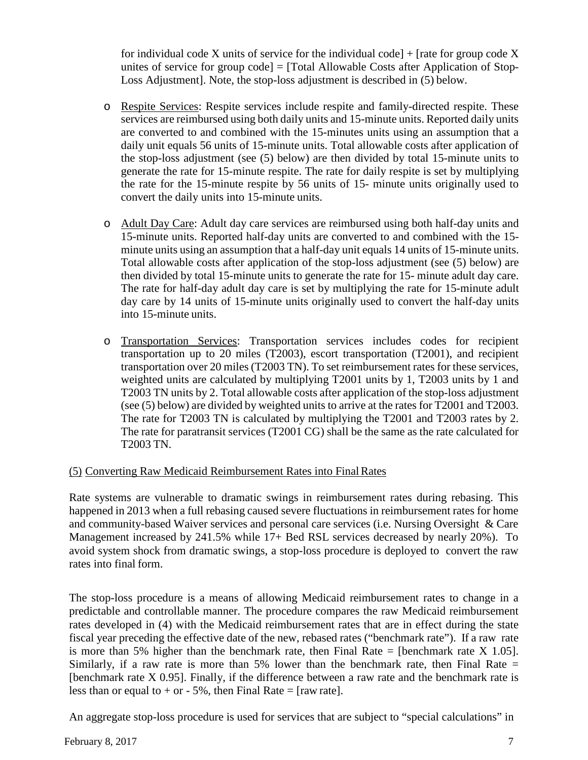for individual code X units of service for the individual code] + [rate for group code X unites of service for group code] = [Total Allowable Costs after Application of Stop-Loss Adjustment]. Note, the stop-loss adjustment is described in (5) below.

- Respite Services: Respite services include respite and family-directed respite. These services are reimbursed using both daily units and 15-minute units. Reported daily units are converted to and combined with the 15-minutes units using an assumption that a daily unit equals 56 units of 15-minute units. Total allowable costs after application of the stop-loss adjustment (see (5) below) are then divided by total 15-minute units to generate the rate for 15-minute respite. The rate for daily respite is set by multiplying the rate for the 15-minute respite by 56 units of 15- minute units originally used to convert the daily units into 15-minute units.

- Adult Day Care: Adult day care services are reimbursed using both half-day units and 15-minute units. Reported half-day units are converted to and combined with the 15-minute units using an assumption that a half-day unit equals 14 units of 15-minute units. Total allowable costs after application of the stop-loss adjustment (see (5) below) are then divided by total 15-minute units to generate the rate for 15- minute adult day care. The rate for half-day adult day care is set by multiplying the rate for 15-minute adult day care by 14 units of 15-minute units originally used to convert the half-day units into 15-minute units.

- Transportation Services: Transportation services includes codes for recipient transportation up to 20 miles (T2003), escort transportation (T2001), and recipient transportation over 20 miles (T2003 TN). To set reimbursement rates for these services, weighted units are calculated by multiplying T2001 units by 1, T2003 units by 1 and T2003 TN units by 2. Total allowable costs after application of the stop-loss adjustment (see (5) below) are divided by weighted units to arrive at the rates for T2001 and T2003. The rate for T2003 TN is calculated by multiplying the T2001 and T2003 rates by 2. The rate for paratransit services (T2001 CG) shall be the same as the rate calculated for T2003 TN.

(5) Converting Raw Medicaid Reimbursement Rates into Final Rates

Rate systems are vulnerable to dramatic swings in reimbursement rates during rebasing. This happened in 2013 when a full rebasing caused severe fluctuations in reimbursement rates for home and community-based Waiver services and personal care services (i.e. Nursing Oversight & Care Management increased by 241.5% while 17+ Bed RSL services decreased by nearly 20%). To avoid system shock from dramatic swings, a stop-loss procedure is deployed to convert the raw rates into final form.

The stop-loss procedure is a means of allowing Medicaid reimbursement rates to change in a predictable and controllable manner. The procedure compares the raw Medicaid reimbursement rates developed in (4) with the Medicaid reimbursement rates that are in effect during the state fiscal year preceding the effective date of the new, rebased rates ("benchmark rate"). If a raw rate is more than 5% higher than the benchmark rate, then Final Rate = [benchmark rate X 1.05]. Similarly, if a raw rate is more than 5% lower than the benchmark rate, then Final Rate = [benchmark rate X 0.95]. Finally, if the difference between a raw rate and the benchmark rate is less than or equal to + or - 5%, then Final Rate = [raw rate].

An aggregate stop-loss procedure is used for services that are subject to "special calculations" in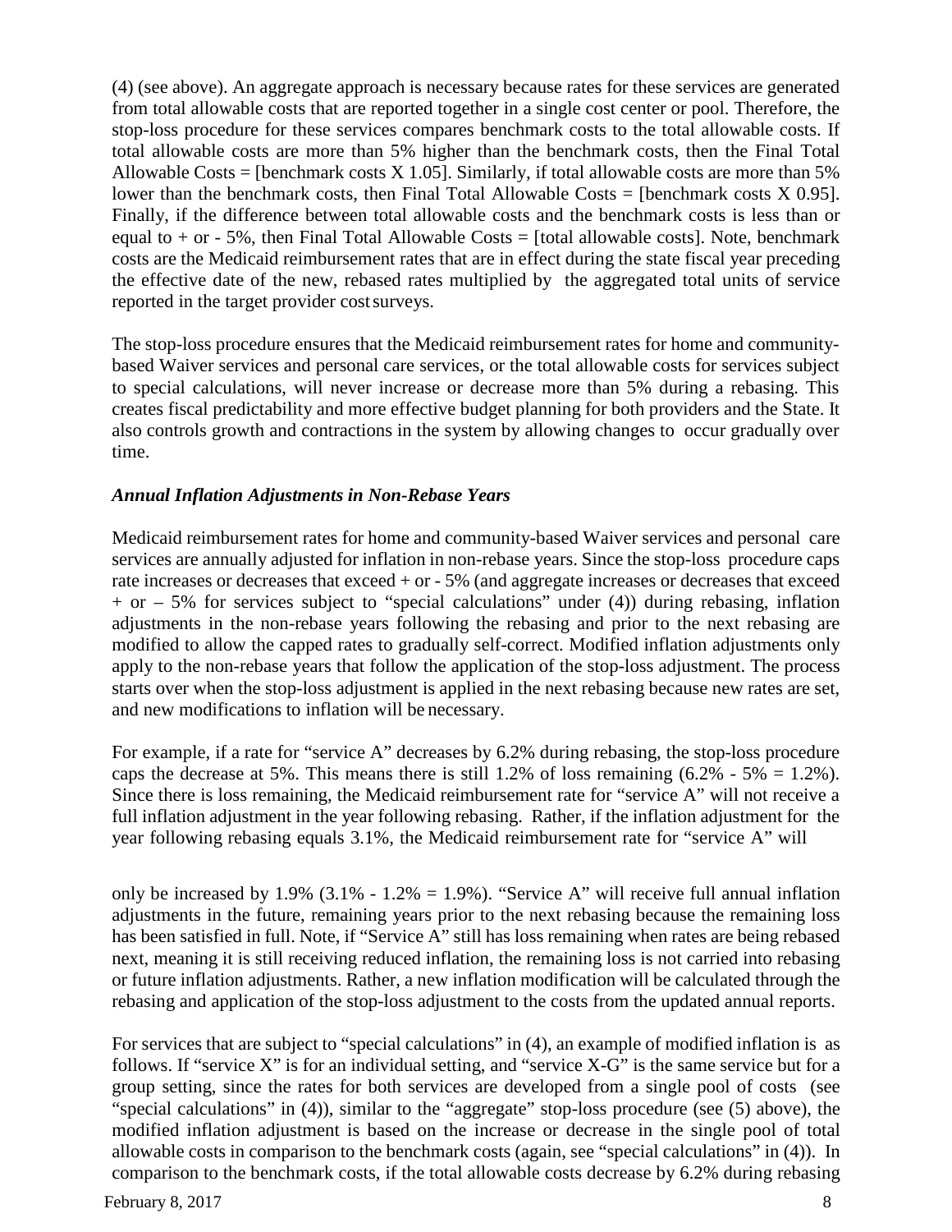(4) (see above). An aggregate approach is necessary because rates for these services are generated from total allowable costs that are reported together in a single cost center or pool. Therefore, the stop-loss procedure for these services compares benchmark costs to the total allowable costs. If total allowable costs are more than 5% higher than the benchmark costs, then the Final Total Allowable Costs = [benchmark costs X 1.05]. Similarly, if total allowable costs are more than 5% lower than the benchmark costs, then Final Total Allowable Costs = [benchmark costs X 0.95]. Finally, if the difference between total allowable costs and the benchmark costs is less than or equal to + or - 5%, then Final Total Allowable Costs = [total allowable costs]. Note, benchmark costs are the Medicaid reimbursement rates that are in effect during the state fiscal year preceding the effective date of the new, rebased rates multiplied by the aggregated total units of service reported in the target provider cost surveys.

The stop-loss procedure ensures that the Medicaid reimbursement rates for home and community-based Waiver services and personal care services, or the total allowable costs for services subject to special calculations, will never increase or decrease more than 5% during a rebasing. This creates fiscal predictability and more effective budget planning for both providers and the State. It also controls growth and contractions in the system by allowing changes to occur gradually over time.

***Annual Inflation Adjustments in Non-Rebase Years***

Medicaid reimbursement rates for home and community-based Waiver services and personal care services are annually adjusted for inflation in non-rebase years. Since the stop-loss procedure caps rate increases or decreases that exceed + or - 5% (and aggregate increases or decreases that exceed + or – 5% for services subject to "special calculations" under (4)) during rebasing, inflation adjustments in the non-rebase years following the rebasing and prior to the next rebasing are modified to allow the capped rates to gradually self-correct. Modified inflation adjustments only apply to the non-rebase years that follow the application of the stop-loss adjustment. The process starts over when the stop-loss adjustment is applied in the next rebasing because new rates are set, and new modifications to inflation will be necessary.

For example, if a rate for "service A" decreases by 6.2% during rebasing, the stop-loss procedure caps the decrease at 5%. This means there is still 1.2% of loss remaining (6.2% - 5% = 1.2%). Since there is loss remaining, the Medicaid reimbursement rate for "service A" will not receive a full inflation adjustment in the year following rebasing. Rather, if the inflation adjustment for the year following rebasing equals 3.1%, the Medicaid reimbursement rate for "service A" will only be increased by 1.9% (3.1% - 1.2% = 1.9%). "Service A" will receive full annual inflation adjustments in the future, remaining years prior to the next rebasing because the remaining loss has been satisfied in full. Note, if "Service A" still has loss remaining when rates are being rebased next, meaning it is still receiving reduced inflation, the remaining loss is not carried into rebasing or future inflation adjustments. Rather, a new inflation modification will be calculated through the rebasing and application of the stop-loss adjustment to the costs from the updated annual reports.

For services that are subject to "special calculations" in (4), an example of modified inflation is as follows. If "service X" is for an individual setting, and "service X-G" is the same service but for a group setting, since the rates for both services are developed from a single pool of costs (see "special calculations" in (4)), similar to the "aggregate" stop-loss procedure (see (5) above), the modified inflation adjustment is based on the increase or decrease in the single pool of total allowable costs in comparison to the benchmark costs (again, see "special calculations" in (4)). In comparison to the benchmark costs, if the total allowable costs decrease by 6.2% during rebasing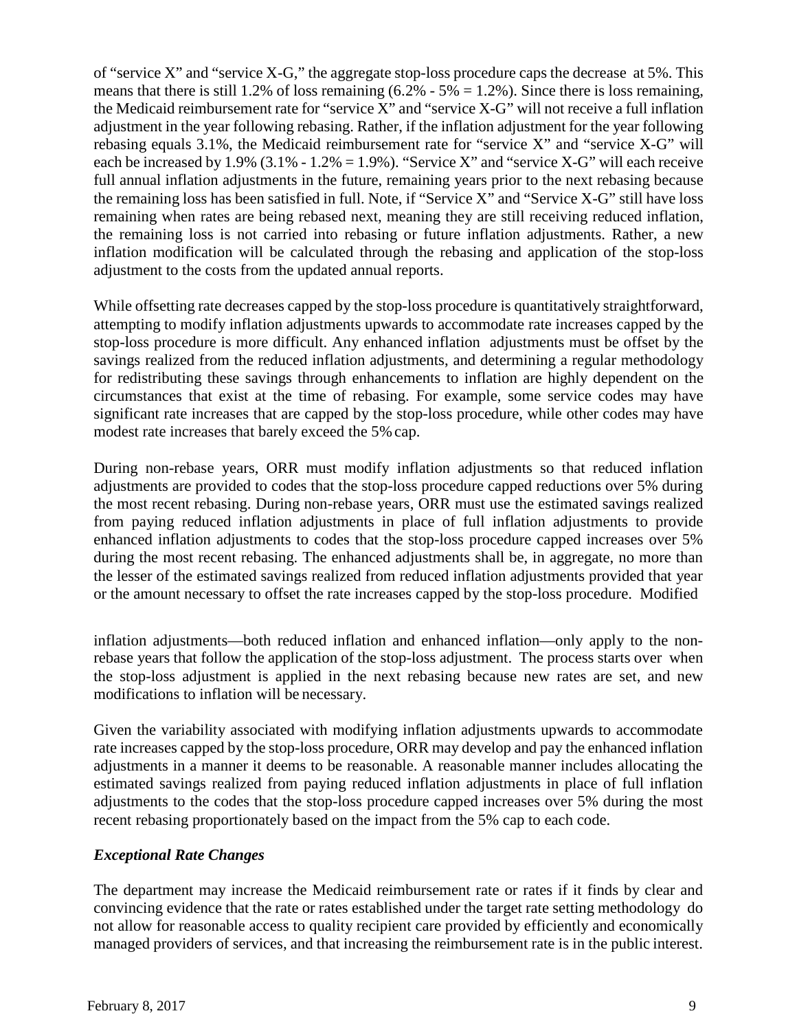of "service X" and "service X-G," the aggregate stop-loss procedure caps the decrease at 5%. This means that there is still 1.2% of loss remaining (6.2% - 5% = 1.2%). Since there is loss remaining, the Medicaid reimbursement rate for "service X" and "service X-G" will not receive a full inflation adjustment in the year following rebasing. Rather, if the inflation adjustment for the year following rebasing equals 3.1%, the Medicaid reimbursement rate for "service X" and "service X-G" will each be increased by 1.9% (3.1% - 1.2% = 1.9%). "Service X" and "service X-G" will each receive full annual inflation adjustments in the future, remaining years prior to the next rebasing because the remaining loss has been satisfied in full. Note, if "Service X" and "Service X-G" still have loss remaining when rates are being rebased next, meaning they are still receiving reduced inflation, the remaining loss is not carried into rebasing or future inflation adjustments. Rather, a new inflation modification will be calculated through the rebasing and application of the stop-loss adjustment to the costs from the updated annual reports.

While offsetting rate decreases capped by the stop-loss procedure is quantitatively straightforward, attempting to modify inflation adjustments upwards to accommodate rate increases capped by the stop-loss procedure is more difficult. Any enhanced inflation adjustments must be offset by the savings realized from the reduced inflation adjustments, and determining a regular methodology for redistributing these savings through enhancements to inflation are highly dependent on the circumstances that exist at the time of rebasing. For example, some service codes may have significant rate increases that are capped by the stop-loss procedure, while other codes may have modest rate increases that barely exceed the 5% cap.

During non-rebase years, ORR must modify inflation adjustments so that reduced inflation adjustments are provided to codes that the stop-loss procedure capped reductions over 5% during the most recent rebasing. During non-rebase years, ORR must use the estimated savings realized from paying reduced inflation adjustments in place of full inflation adjustments to provide enhanced inflation adjustments to codes that the stop-loss procedure capped increases over 5% during the most recent rebasing. The enhanced adjustments shall be, in aggregate, no more than the lesser of the estimated savings realized from reduced inflation adjustments provided that year or the amount necessary to offset the rate increases capped by the stop-loss procedure. Modified inflation adjustments—both reduced inflation and enhanced inflation—only apply to the non-rebase years that follow the application of the stop-loss adjustment. The process starts over when the stop-loss adjustment is applied in the next rebasing because new rates are set, and new modifications to inflation will be necessary.

Given the variability associated with modifying inflation adjustments upwards to accommodate rate increases capped by the stop-loss procedure, ORR may develop and pay the enhanced inflation adjustments in a manner it deems to be reasonable. A reasonable manner includes allocating the estimated savings realized from paying reduced inflation adjustments in place of full inflation adjustments to the codes that the stop-loss procedure capped increases over 5% during the most recent rebasing proportionately based on the impact from the 5% cap to each code.

### *Exceptional Rate Changes*

The department may increase the Medicaid reimbursement rate or rates if it finds by clear and convincing evidence that the rate or rates established under the target rate setting methodology do not allow for reasonable access to quality recipient care provided by efficiently and economically managed providers of services, and that increasing the reimbursement rate is in the public interest.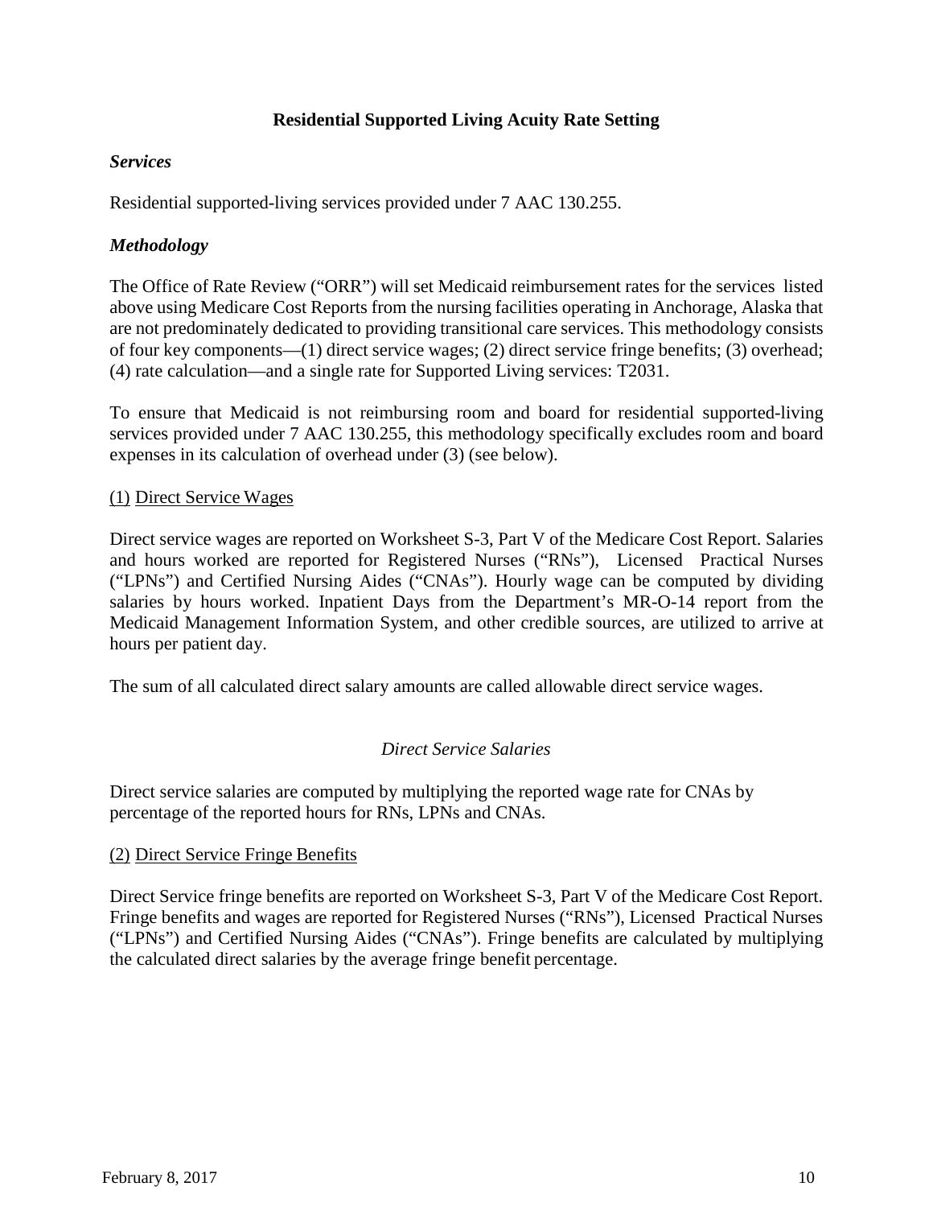## Residential Supported Living Acuity Rate Setting

### *Services*

Residential supported-living services provided under 7 AAC 130.255.

### *Methodology*

The Office of Rate Review ("ORR") will set Medicaid reimbursement rates for the services listed above using Medicare Cost Reports from the nursing facilities operating in Anchorage, Alaska that are not predominately dedicated to providing transitional care services. This methodology consists of four key components—(1) direct service wages; (2) direct service fringe benefits; (3) overhead; (4) rate calculation—and a single rate for Supported Living services: T2031.

To ensure that Medicaid is not reimbursing room and board for residential supported-living services provided under 7 AAC 130.255, this methodology specifically excludes room and board expenses in its calculation of overhead under (3) (see below).

<u>(1) Direct Service Wages</u>

Direct service wages are reported on Worksheet S-3, Part V of the Medicare Cost Report. Salaries and hours worked are reported for Registered Nurses ("RNs"), Licensed Practical Nurses ("LPNs") and Certified Nursing Aides ("CNAs"). Hourly wage can be computed by dividing salaries by hours worked. Inpatient Days from the Department's MR-O-14 report from the Medicaid Management Information System, and other credible sources, are utilized to arrive at hours per patient day.

The sum of all calculated direct salary amounts are called allowable direct service wages.

*Direct Service Salaries*

Direct service salaries are computed by multiplying the reported wage rate for CNAs by percentage of the reported hours for RNs, LPNs and CNAs.

<u>(2) Direct Service Fringe Benefits</u>

Direct Service fringe benefits are reported on Worksheet S-3, Part V of the Medicare Cost Report. Fringe benefits and wages are reported for Registered Nurses ("RNs"), Licensed Practical Nurses ("LPNs") and Certified Nursing Aides ("CNAs"). Fringe benefits are calculated by multiplying the calculated direct salaries by the average fringe benefit percentage.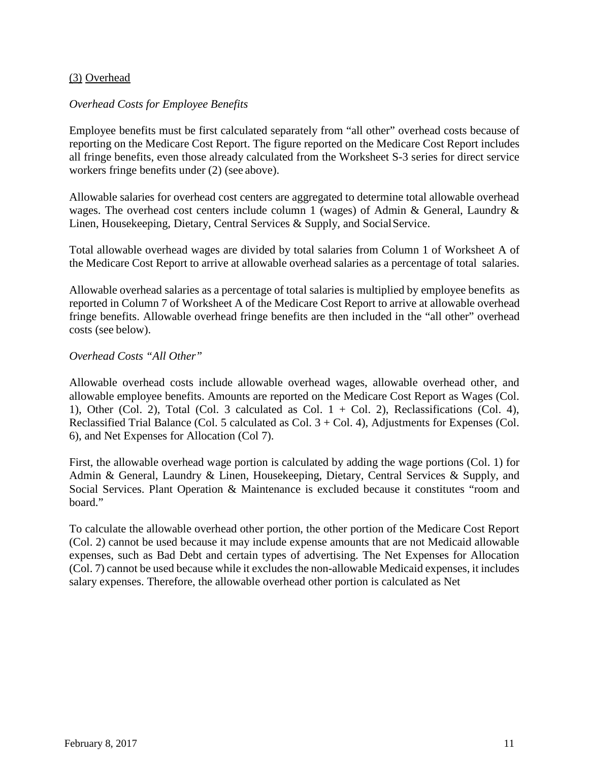<u>(3)</u> <u>Overhead</u>

*Overhead Costs for Employee Benefits*

Employee benefits must be first calculated separately from "all other" overhead costs because of reporting on the Medicare Cost Report. The figure reported on the Medicare Cost Report includes all fringe benefits, even those already calculated from the Worksheet S-3 series for direct service workers fringe benefits under (2) (see above).

Allowable salaries for overhead cost centers are aggregated to determine total allowable overhead wages. The overhead cost centers include column 1 (wages) of Admin & General, Laundry & Linen, Housekeeping, Dietary, Central Services & Supply, and Social Service.

Total allowable overhead wages are divided by total salaries from Column 1 of Worksheet A of the Medicare Cost Report to arrive at allowable overhead salaries as a percentage of total salaries.

Allowable overhead salaries as a percentage of total salaries is multiplied by employee benefits as reported in Column 7 of Worksheet A of the Medicare Cost Report to arrive at allowable overhead fringe benefits. Allowable overhead fringe benefits are then included in the "all other" overhead costs (see below).

*Overhead Costs "All Other"*

Allowable overhead costs include allowable overhead wages, allowable overhead other, and allowable employee benefits. Amounts are reported on the Medicare Cost Report as Wages (Col. 1), Other (Col. 2), Total (Col. 3 calculated as Col. 1 + Col. 2), Reclassifications (Col. 4), Reclassified Trial Balance (Col. 5 calculated as Col. 3 + Col. 4), Adjustments for Expenses (Col. 6), and Net Expenses for Allocation (Col 7).

First, the allowable overhead wage portion is calculated by adding the wage portions (Col. 1) for Admin & General, Laundry & Linen, Housekeeping, Dietary, Central Services & Supply, and Social Services. Plant Operation & Maintenance is excluded because it constitutes "room and board."

To calculate the allowable overhead other portion, the other portion of the Medicare Cost Report (Col. 2) cannot be used because it may include expense amounts that are not Medicaid allowable expenses, such as Bad Debt and certain types of advertising. The Net Expenses for Allocation (Col. 7) cannot be used because while it excludes the non-allowable Medicaid expenses, it includes salary expenses. Therefore, the allowable overhead other portion is calculated as Net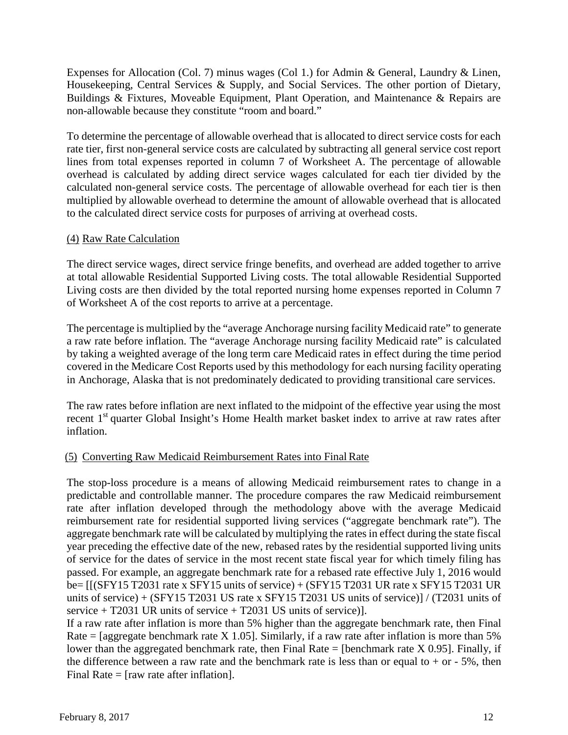Expenses for Allocation (Col. 7) minus wages (Col 1.) for Admin & General, Laundry & Linen, Housekeeping, Central Services & Supply, and Social Services. The other portion of Dietary, Buildings & Fixtures, Moveable Equipment, Plant Operation, and Maintenance & Repairs are non-allowable because they constitute "room and board."

To determine the percentage of allowable overhead that is allocated to direct service costs for each rate tier, first non-general service costs are calculated by subtracting all general service cost report lines from total expenses reported in column 7 of Worksheet A. The percentage of allowable overhead is calculated by adding direct service wages calculated for each tier divided by the calculated non-general service costs. The percentage of allowable overhead for each tier is then multiplied by allowable overhead to determine the amount of allowable overhead that is allocated to the calculated direct service costs for purposes of arriving at overhead costs.

(4) Raw Rate Calculation

The direct service wages, direct service fringe benefits, and overhead are added together to arrive at total allowable Residential Supported Living costs. The total allowable Residential Supported Living costs are then divided by the total reported nursing home expenses reported in Column 7 of Worksheet A of the cost reports to arrive at a percentage.

The percentage is multiplied by the "average Anchorage nursing facility Medicaid rate" to generate a raw rate before inflation. The "average Anchorage nursing facility Medicaid rate" is calculated by taking a weighted average of the long term care Medicaid rates in effect during the time period covered in the Medicare Cost Reports used by this methodology for each nursing facility operating in Anchorage, Alaska that is not predominately dedicated to providing transitional care services.

The raw rates before inflation are next inflated to the midpoint of the effective year using the most recent 1st quarter Global Insight's Home Health market basket index to arrive at raw rates after inflation.

(5) Converting Raw Medicaid Reimbursement Rates into Final Rate

The stop-loss procedure is a means of allowing Medicaid reimbursement rates to change in a predictable and controllable manner. The procedure compares the raw Medicaid reimbursement rate after inflation developed through the methodology above with the average Medicaid reimbursement rate for residential supported living services ("aggregate benchmark rate"). The aggregate benchmark rate will be calculated by multiplying the rates in effect during the state fiscal year preceding the effective date of the new, rebased rates by the residential supported living units of service for the dates of service in the most recent state fiscal year for which timely filing has passed. For example, an aggregate benchmark rate for a rebased rate effective July 1, 2016 would be= [[(SFY15 T2031 rate x SFY15 units of service) + (SFY15 T2031 UR rate x SFY15 T2031 UR units of service) + (SFY15 T2031 US rate x SFY15 T2031 US units of service)] / (T2031 units of service + T2031 UR units of service + T2031 US units of service)].

If a raw rate after inflation is more than 5% higher than the aggregate benchmark rate, then Final Rate = [aggregate benchmark rate X 1.05]. Similarly, if a raw rate after inflation is more than 5% lower than the aggregated benchmark rate, then Final Rate = [benchmark rate X 0.95]. Finally, if the difference between a raw rate and the benchmark rate is less than or equal to + or - 5%, then Final Rate = [raw rate after inflation].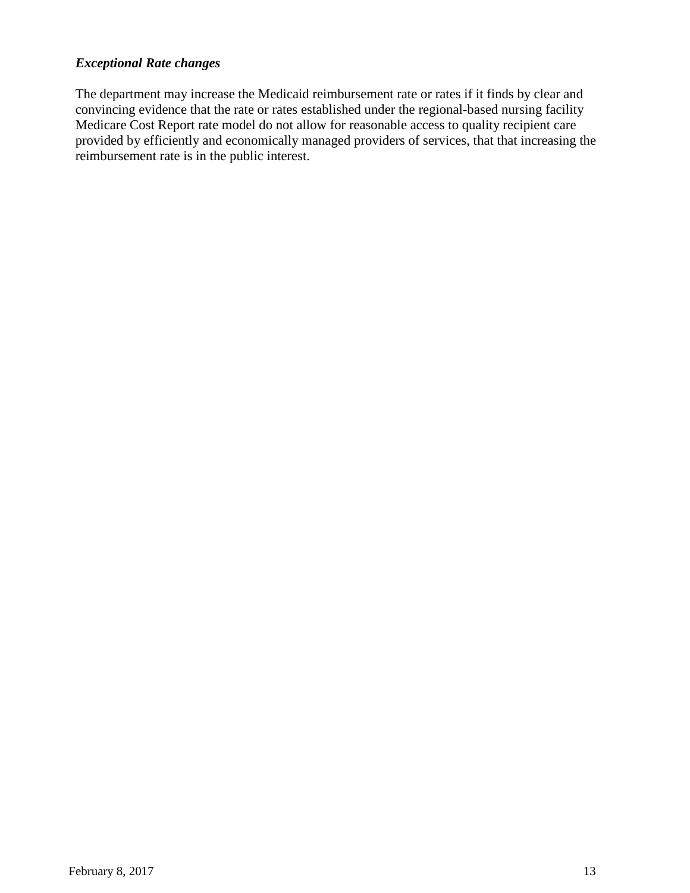***Exceptional Rate changes***

The department may increase the Medicaid reimbursement rate or rates if it finds by clear and convincing evidence that the rate or rates established under the regional-based nursing facility Medicare Cost Report rate model do not allow for reasonable access to quality recipient care provided by efficiently and economically managed providers of services, that that increasing the reimbursement rate is in the public interest.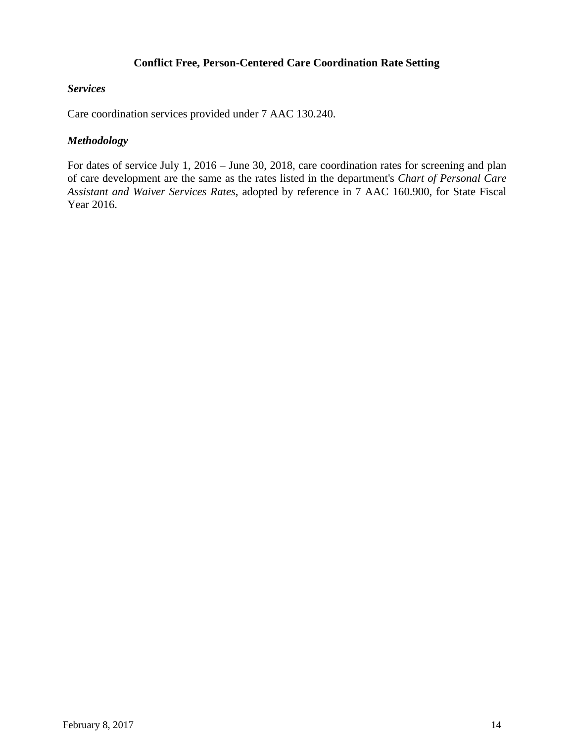## Conflict Free, Person-Centered Care Coordination Rate Setting

***Services***

Care coordination services provided under 7 AAC 130.240.

***Methodology***

For dates of service July 1, 2016 – June 30, 2018, care coordination rates for screening and plan of care development are the same as the rates listed in the department's *Chart of Personal Care Assistant and Waiver Services Rates*, adopted by reference in 7 AAC 160.900, for State Fiscal Year 2016.